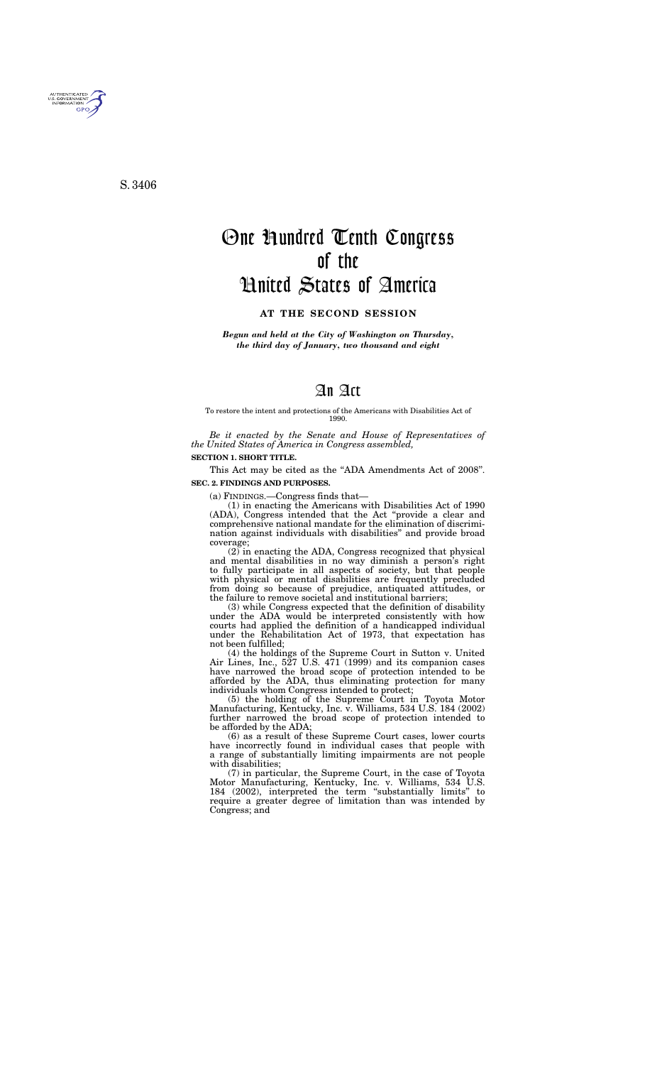S. 3406

# One Hundred Tenth Congress of the United States of America

**AT THE SECOND SESSION**

***Begun and held at the City of Washington on Thursday, the third day of January, two thousand and eight***

# An Act

To restore the intent and protections of the Americans with Disabilities Act of 1990.

*Be it enacted by the Senate and House of Representatives of the United States of America in Congress assembled,*

**SECTION 1. SHORT TITLE.**

This Act may be cited as the "ADA Amendments Act of 2008".

**SEC. 2. FINDINGS AND PURPOSES.**

(a) FINDINGS.—Congress finds that—

(1) in enacting the Americans with Disabilities Act of 1990 (ADA), Congress intended that the Act "provide a clear and comprehensive national mandate for the elimination of discrimination against individuals with disabilities" and provide broad coverage;

(2) in enacting the ADA, Congress recognized that physical and mental disabilities in no way diminish a person's right to fully participate in all aspects of society, but that people with physical or mental disabilities are frequently precluded from doing so because of prejudice, antiquated attitudes, or the failure to remove societal and institutional barriers;

(3) while Congress expected that the definition of disability under the ADA would be interpreted consistently with how courts had applied the definition of a handicapped individual under the Rehabilitation Act of 1973, that expectation has not been fulfilled;

(4) the holdings of the Supreme Court in Sutton v. United Air Lines, Inc., 527 U.S. 471 (1999) and its companion cases have narrowed the broad scope of protection intended to be afforded by the ADA, thus eliminating protection for many individuals whom Congress intended to protect;

(5) the holding of the Supreme Court in Toyota Motor Manufacturing, Kentucky, Inc. v. Williams, 534 U.S. 184 (2002) further narrowed the broad scope of protection intended to be afforded by the ADA;

(6) as a result of these Supreme Court cases, lower courts have incorrectly found in individual cases that people with a range of substantially limiting impairments are not people with disabilities;

(7) in particular, the Supreme Court, in the case of Toyota Motor Manufacturing, Kentucky, Inc. v. Williams, 534 U.S. 184 (2002), interpreted the term "substantially limits" to require a greater degree of limitation than was intended by Congress; and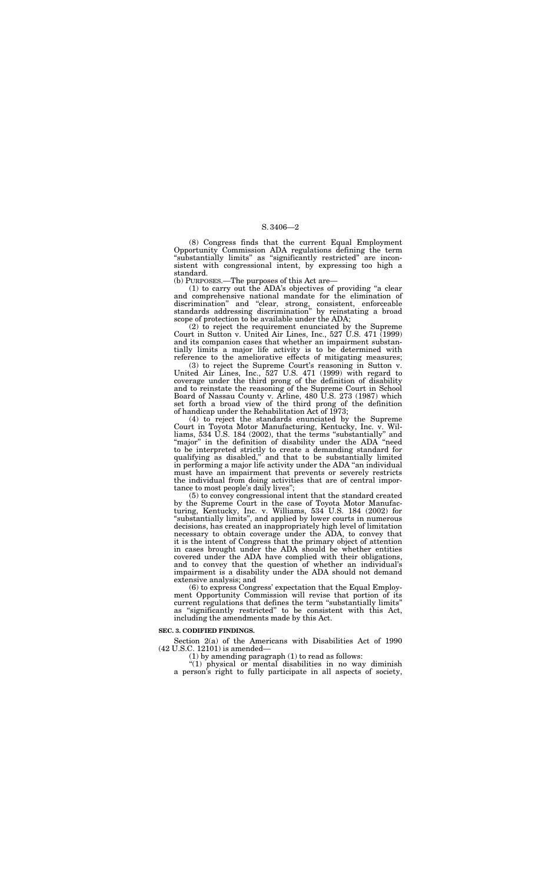(8) Congress finds that the current Equal Employment Opportunity Commission ADA regulations defining the term "substantially limits" as "significantly restricted" are inconsistent with congressional intent, by expressing too high a standard.

(b) PURPOSES.—The purposes of this Act are—

(1) to carry out the ADA's objectives of providing "a clear and comprehensive national mandate for the elimination of discrimination" and "clear, strong, consistent, enforceable standards addressing discrimination" by reinstating a broad scope of protection to be available under the ADA;

(2) to reject the requirement enunciated by the Supreme Court in Sutton v. United Air Lines, Inc., 527 U.S. 471 (1999) and its companion cases that whether an impairment substantially limits a major life activity is to be determined with reference to the ameliorative effects of mitigating measures;

(3) to reject the Supreme Court's reasoning in Sutton v. United Air Lines, Inc., 527 U.S. 471 (1999) with regard to coverage under the third prong of the definition of disability and to reinstate the reasoning of the Supreme Court in School Board of Nassau County v. Arline, 480 U.S. 273 (1987) which set forth a broad view of the third prong of the definition of handicap under the Rehabilitation Act of 1973;

(4) to reject the standards enunciated by the Supreme Court in Toyota Motor Manufacturing, Kentucky, Inc. v. Williams, 534 U.S. 184 (2002), that the terms "substantially" and "major" in the definition of disability under the ADA "need to be interpreted strictly to create a demanding standard for qualifying as disabled," and that to be substantially limited in performing a major life activity under the ADA "an individual must have an impairment that prevents or severely restricts the individual from doing activities that are of central importance to most people's daily lives";

(5) to convey congressional intent that the standard created by the Supreme Court in the case of Toyota Motor Manufacturing, Kentucky, Inc. v. Williams, 534 U.S. 184 (2002) for "substantially limits", and applied by lower courts in numerous decisions, has created an inappropriately high level of limitation necessary to obtain coverage under the ADA, to convey that it is the intent of Congress that the primary object of attention in cases brought under the ADA should be whether entities covered under the ADA have complied with their obligations, and to convey that the question of whether an individual's impairment is a disability under the ADA should not demand extensive analysis; and

(6) to express Congress' expectation that the Equal Employment Opportunity Commission will revise that portion of its current regulations that defines the term "substantially limits" as "significantly restricted" to be consistent with this Act, including the amendments made by this Act.

**SEC. 3. CODIFIED FINDINGS.**

Section 2(a) of the Americans with Disabilities Act of 1990 (42 U.S.C. 12101) is amended—

(1) by amending paragraph (1) to read as follows:

"(1) physical or mental disabilities in no way diminish a person's right to fully participate in all aspects of society,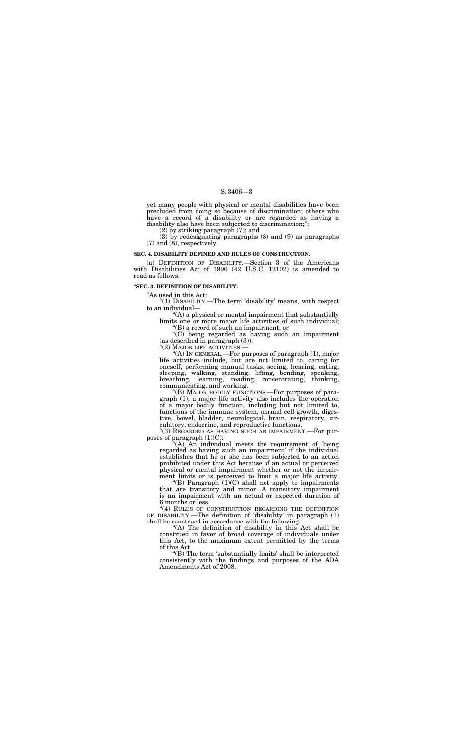yet many people with physical or mental disabilities have been precluded from doing so because of discrimination; others who have a record of a disability or are regarded as having a disability also have been subjected to discrimination;";

(2) by striking paragraph (7); and

(3) by redesignating paragraphs (8) and (9) as paragraphs (7) and (8), respectively.

**SEC. 4. DISABILITY DEFINED AND RULES OF CONSTRUCTION.**

(a) DEFINITION OF DISABILITY.—Section 3 of the Americans with Disabilities Act of 1990 (42 U.S.C. 12102) is amended to read as follows:

**"SEC. 3. DEFINITION OF DISABILITY.**

"As used in this Act:

"(1) DISABILITY.—The term 'disability' means, with respect to an individual—

"(A) a physical or mental impairment that substantially limits one or more major life activities of such individual;

"(B) a record of such an impairment; or

"(C) being regarded as having such an impairment (as described in paragraph (3)).

"(2) MAJOR LIFE ACTIVITIES.—

"(A) IN GENERAL.—For purposes of paragraph (1), major life activities include, but are not limited to, caring for oneself, performing manual tasks, seeing, hearing, eating, sleeping, walking, standing, lifting, bending, speaking, breathing, learning, reading, concentrating, thinking, communicating, and working.

"(B) MAJOR BODILY FUNCTIONS.—For purposes of paragraph (1), a major life activity also includes the operation of a major bodily function, including but not limited to, functions of the immune system, normal cell growth, digestive, bowel, bladder, neurological, brain, respiratory, circulatory, endocrine, and reproductive functions.

"(3) REGARDED AS HAVING SUCH AN IMPAIRMENT.—For purposes of paragraph (1)(C):

"(A) An individual meets the requirement of 'being regarded as having such an impairment' if the individual establishes that he or she has been subjected to an action prohibited under this Act because of an actual or perceived physical or mental impairment whether or not the impairment limits or is perceived to limit a major life activity.

"(B) Paragraph (1)(C) shall not apply to impairments that are transitory and minor. A transitory impairment is an impairment with an actual or expected duration of 6 months or less.

"(4) RULES OF CONSTRUCTION REGARDING THE DEFINITION OF DISABILITY.—The definition of 'disability' in paragraph (1) shall be construed in accordance with the following:

"(A) The definition of disability in this Act shall be construed in favor of broad coverage of individuals under this Act, to the maximum extent permitted by the terms of this Act.

"(B) The term 'substantially limits' shall be interpreted consistently with the findings and purposes of the ADA Amendments Act of 2008.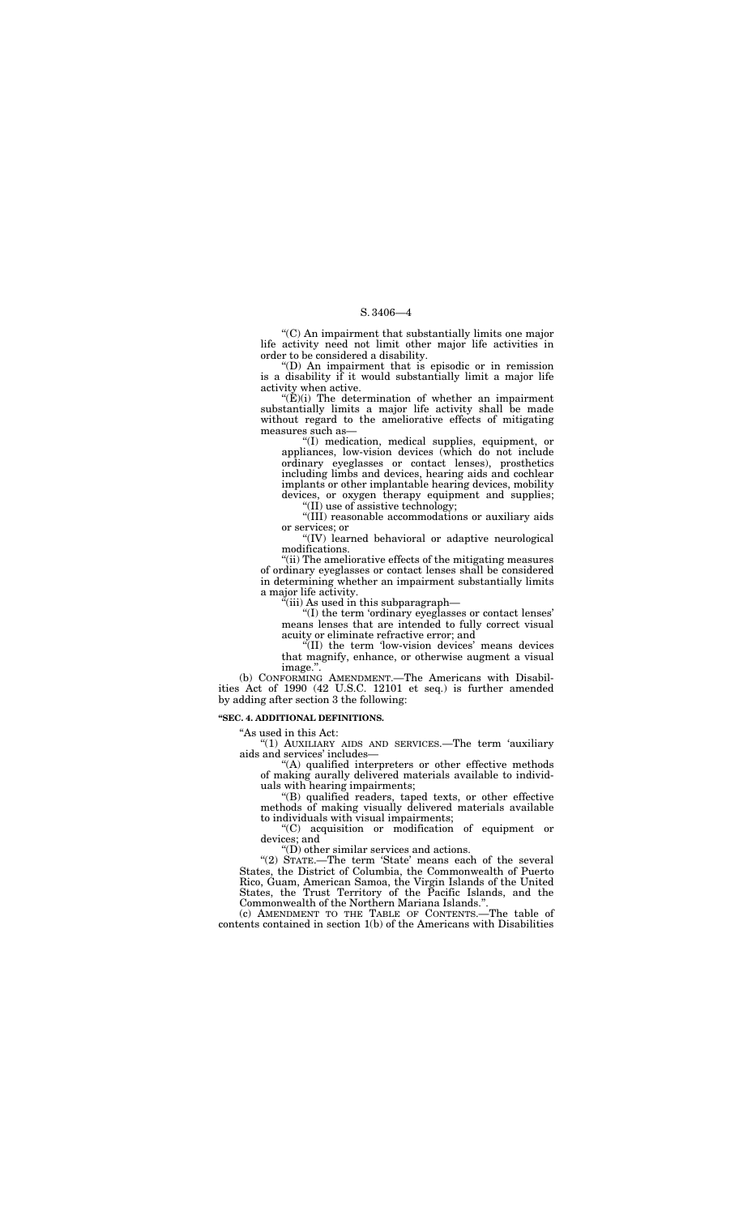"(C) An impairment that substantially limits one major life activity need not limit other major life activities in order to be considered a disability.

"(D) An impairment that is episodic or in remission is a disability if it would substantially limit a major life activity when active.

"(E)(i) The determination of whether an impairment substantially limits a major life activity shall be made without regard to the ameliorative effects of mitigating measures such as—

"(I) medication, medical supplies, equipment, or appliances, low-vision devices (which do not include ordinary eyeglasses or contact lenses), prosthetics including limbs and devices, hearing aids and cochlear implants or other implantable hearing devices, mobility devices, or oxygen therapy equipment and supplies;

"(II) use of assistive technology;

"(III) reasonable accommodations or auxiliary aids or services; or

"(IV) learned behavioral or adaptive neurological modifications.

"(ii) The ameliorative effects of the mitigating measures of ordinary eyeglasses or contact lenses shall be considered in determining whether an impairment substantially limits a major life activity.

"(iii) As used in this subparagraph—

"(I) the term 'ordinary eyeglasses or contact lenses' means lenses that are intended to fully correct visual acuity or eliminate refractive error; and

"(II) the term 'low-vision devices' means devices that magnify, enhance, or otherwise augment a visual image.".

(b) CONFORMING AMENDMENT.—The Americans with Disabilities Act of 1990 (42 U.S.C. 12101 et seq.) is further amended by adding after section 3 the following:

**"SEC. 4. ADDITIONAL DEFINITIONS.**

"As used in this Act:

"(1) AUXILIARY AIDS AND SERVICES.—The term 'auxiliary aids and services' includes—

"(A) qualified interpreters or other effective methods of making aurally delivered materials available to individuals with hearing impairments;

"(B) qualified readers, taped texts, or other effective methods of making visually delivered materials available to individuals with visual impairments;

"(C) acquisition or modification of equipment or devices; and

"(D) other similar services and actions.

"(2) STATE.—The term 'State' means each of the several States, the District of Columbia, the Commonwealth of Puerto Rico, Guam, American Samoa, the Virgin Islands of the United States, the Trust Territory of the Pacific Islands, and the Commonwealth of the Northern Mariana Islands.".

(c) AMENDMENT TO THE TABLE OF CONTENTS.—The table of contents contained in section 1(b) of the Americans with Disabilities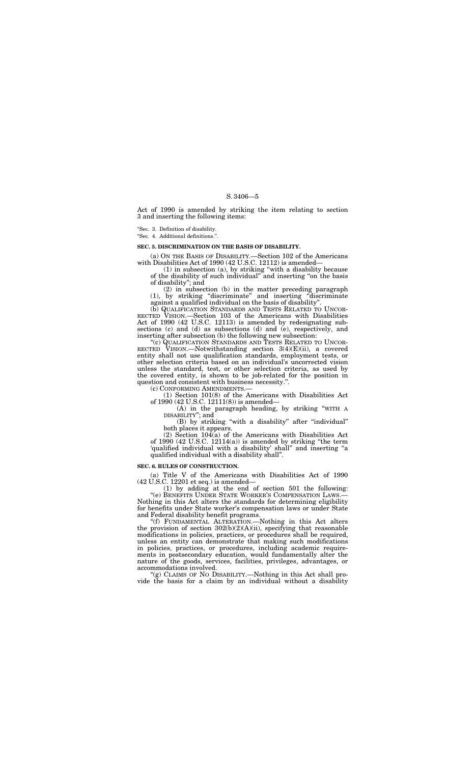Act of 1990 is amended by striking the item relating to section 3 and inserting the following items:

"Sec. 3. Definition of disability.

"Sec. 4. Additional definitions.".

**SEC. 5. DISCRIMINATION ON THE BASIS OF DISABILITY.**

(a) ON THE BASIS OF DISABILITY.—Section 102 of the Americans with Disabilities Act of 1990 (42 U.S.C. 12112) is amended—

(1) in subsection (a), by striking "with a disability because of the disability of such individual" and inserting "on the basis of disability"; and

(2) in subsection (b) in the matter preceding paragraph (1), by striking "discriminate" and inserting "discriminate against a qualified individual on the basis of disability".

(b) QUALIFICATION STANDARDS AND TESTS RELATED TO UNCORRECTED VISION.—Section 103 of the Americans with Disabilities Act of 1990 (42 U.S.C. 12113) is amended by redesignating subsections (c) and (d) as subsections (d) and (e), respectively, and inserting after subsection (b) the following new subsection:

"(c) QUALIFICATION STANDARDS AND TESTS RELATED TO UNCORRECTED VISION.—Notwithstanding section 3(4)(E)(ii), a covered entity shall not use qualification standards, employment tests, or other selection criteria based on an individual's uncorrected vision unless the standard, test, or other selection criteria, as used by the covered entity, is shown to be job-related for the position in question and consistent with business necessity.".

(c) CONFORMING AMENDMENTS.—

(1) Section 101(8) of the Americans with Disabilities Act of 1990 (42 U.S.C. 12111(8)) is amended—

(A) in the paragraph heading, by striking "WITH A DISABILITY"; and

(B) by striking "with a disability" after "individual" both places it appears.

(2) Section 104(a) of the Americans with Disabilities Act of 1990 (42 U.S.C. 12114(a)) is amended by striking "the term 'qualified individual with a disability' shall" and inserting "a qualified individual with a disability shall".

**SEC. 6. RULES OF CONSTRUCTION.**

(a) Title V of the Americans with Disabilities Act of 1990 (42 U.S.C. 12201 et seq.) is amended—

(1) by adding at the end of section 501 the following:

"(e) BENEFITS UNDER STATE WORKER'S COMPENSATION LAWS.—Nothing in this Act alters the standards for determining eligibility for benefits under State worker's compensation laws or under State and Federal disability benefit programs.

"(f) FUNDAMENTAL ALTERATION.—Nothing in this Act alters the provision of section 302(b)(2)(A)(ii), specifying that reasonable modifications in policies, practices, or procedures shall be required, unless an entity can demonstrate that making such modifications in policies, practices, or procedures, including academic requirements in postsecondary education, would fundamentally alter the nature of the goods, services, facilities, privileges, advantages, or accommodations involved.

"(g) CLAIMS OF NO DISABILITY.—Nothing in this Act shall provide the basis for a claim by an individual without a disability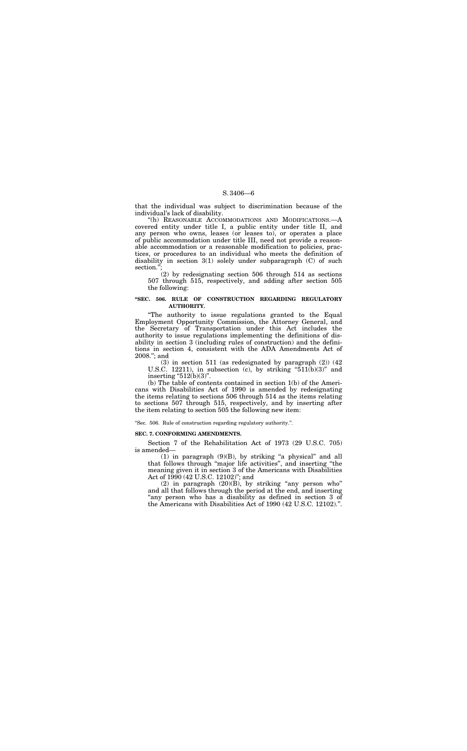that the individual was subject to discrimination because of the individual's lack of disability.

"(h) REASONABLE ACCOMMODATIONS AND MODIFICATIONS.—A covered entity under title I, a public entity under title II, and any person who owns, leases (or leases to), or operates a place of public accommodation under title III, need not provide a reasonable accommodation or a reasonable modification to policies, practices, or procedures to an individual who meets the definition of disability in section 3(1) solely under subparagraph (C) of such section.";

(2) by redesignating section 506 through 514 as sections 507 through 515, respectively, and adding after section 505 the following:

**"SEC. 506. RULE OF CONSTRUCTION REGARDING REGULATORY AUTHORITY.**

"The authority to issue regulations granted to the Equal Employment Opportunity Commission, the Attorney General, and the Secretary of Transportation under this Act includes the authority to issue regulations implementing the definitions of disability in section 3 (including rules of construction) and the definitions in section 4, consistent with the ADA Amendments Act of 2008."; and

(3) in section 511 (as redesignated by paragraph (2)) (42 U.S.C. 12211), in subsection (c), by striking "511(b)(3)" and inserting "512(b)(3)".

(b) The table of contents contained in section 1(b) of the Americans with Disabilities Act of 1990 is amended by redesignating the items relating to sections 506 through 514 as the items relating to sections 507 through 515, respectively, and by inserting after the item relating to section 505 the following new item:

"Sec. 506. Rule of construction regarding regulatory authority.".

**SEC. 7. CONFORMING AMENDMENTS.**

Section 7 of the Rehabilitation Act of 1973 (29 U.S.C. 705) is amended—

(1) in paragraph (9)(B), by striking "a physical" and all that follows through "major life activities", and inserting "the meaning given it in section 3 of the Americans with Disabilities Act of 1990 (42 U.S.C. 12102)"; and

(2) in paragraph (20)(B), by striking "any person who" and all that follows through the period at the end, and inserting "any person who has a disability as defined in section 3 of the Americans with Disabilities Act of 1990 (42 U.S.C. 12102).".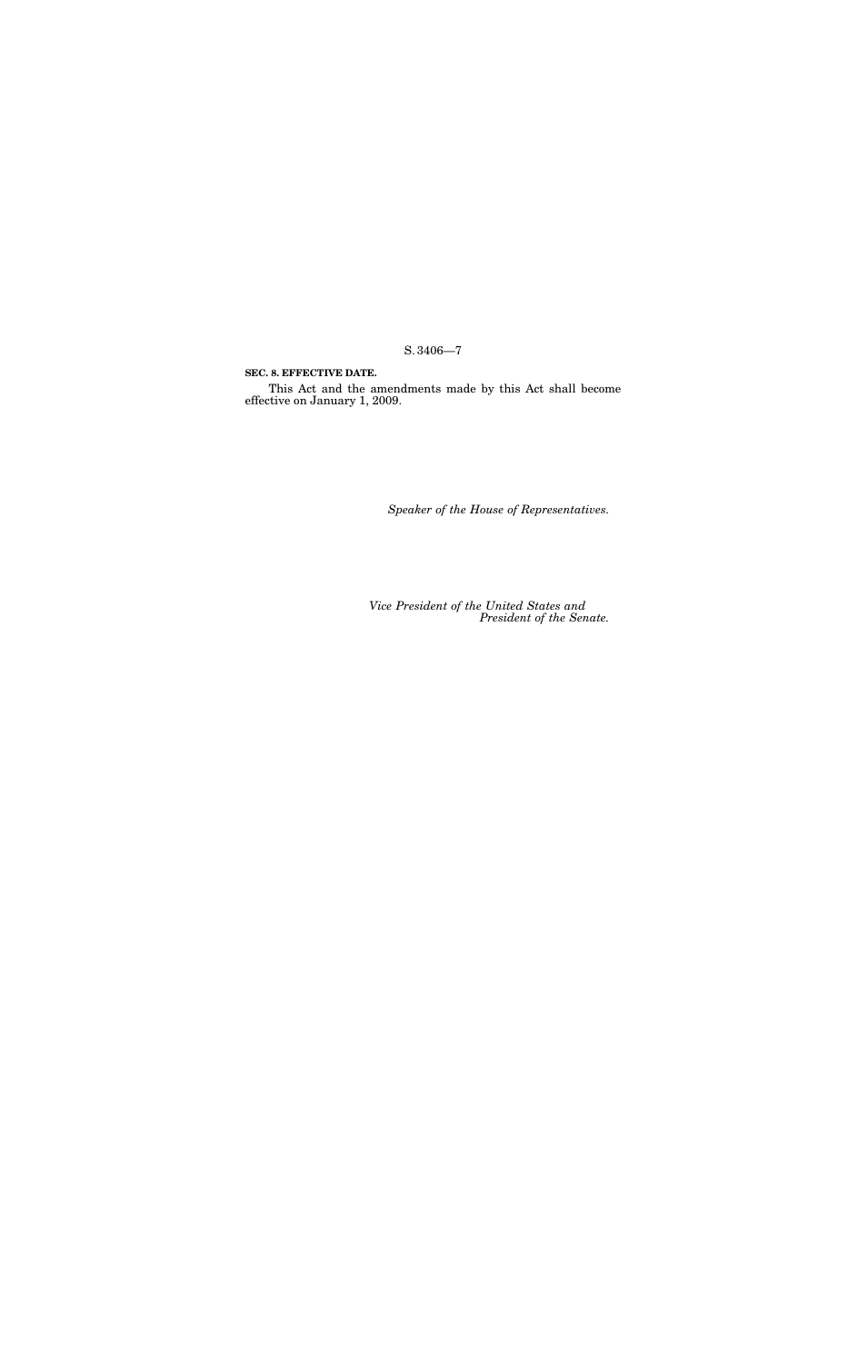**SEC. 8. EFFECTIVE DATE.**

This Act and the amendments made by this Act shall become effective on January 1, 2009.

*Speaker of the House of Representatives.*

*Vice President of the United States and President of the Senate.*